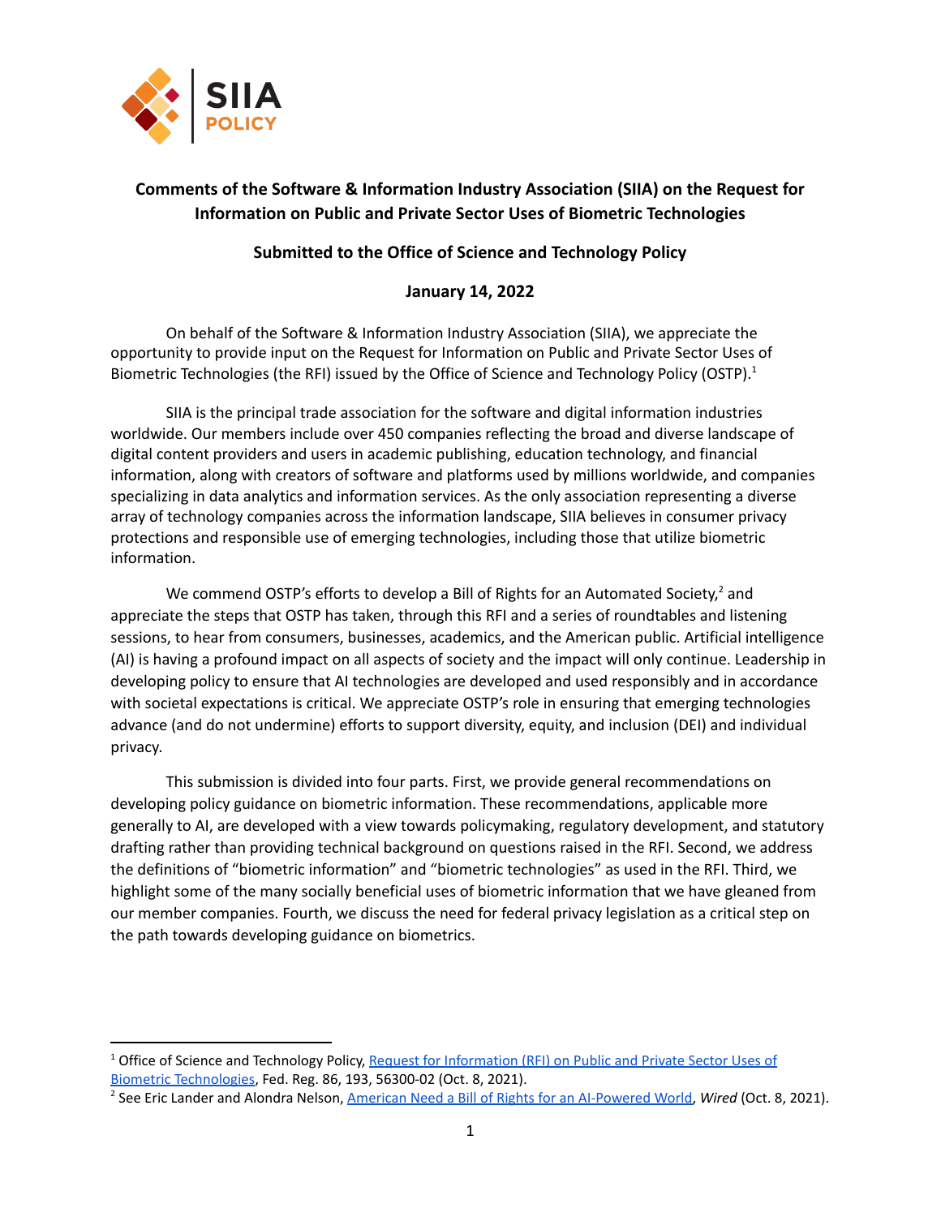SIIA POLICY

**Comments of the Software & Information Industry Association (SIIA) on the Request for Information on Public and Private Sector Uses of Biometric Technologies**

**Submitted to the Office of Science and Technology Policy**

**January 14, 2022**

On behalf of the Software & Information Industry Association (SIIA), we appreciate the opportunity to provide input on the Request for Information on Public and Private Sector Uses of Biometric Technologies (the RFI) issued by the Office of Science and Technology Policy (OSTP).[1]

SIIA is the principal trade association for the software and digital information industries worldwide. Our members include over 450 companies reflecting the broad and diverse landscape of digital content providers and users in academic publishing, education technology, and financial information, along with creators of software and platforms used by millions worldwide, and companies specializing in data analytics and information services. As the only association representing a diverse array of technology companies across the information landscape, SIIA believes in consumer privacy protections and responsible use of emerging technologies, including those that utilize biometric information.

We commend OSTP's efforts to develop a Bill of Rights for an Automated Society,[2] and appreciate the steps that OSTP has taken, through this RFI and a series of roundtables and listening sessions, to hear from consumers, businesses, academics, and the American public. Artificial intelligence (AI) is having a profound impact on all aspects of society and the impact will only continue. Leadership in developing policy to ensure that AI technologies are developed and used responsibly and in accordance with societal expectations is critical. We appreciate OSTP's role in ensuring that emerging technologies advance (and do not undermine) efforts to support diversity, equity, and inclusion (DEI) and individual privacy.

This submission is divided into four parts. First, we provide general recommendations on developing policy guidance on biometric information. These recommendations, applicable more generally to AI, are developed with a view towards policymaking, regulatory development, and statutory drafting rather than providing technical background on questions raised in the RFI. Second, we address the definitions of "biometric information" and "biometric technologies" as used in the RFI. Third, we highlight some of the many socially beneficial uses of biometric information that we have gleaned from our member companies. Fourth, we discuss the need for federal privacy legislation as a critical step on the path towards developing guidance on biometrics.

---

[1] Office of Science and Technology Policy, Request for Information (RFI) on Public and Private Sector Uses of Biometric Technologies, Fed. Reg. 86, 193, 56300-02 (Oct. 8, 2021).

[2] See Eric Lander and Alondra Nelson, American Need a Bill of Rights for an AI-Powered World, *Wired* (Oct. 8, 2021).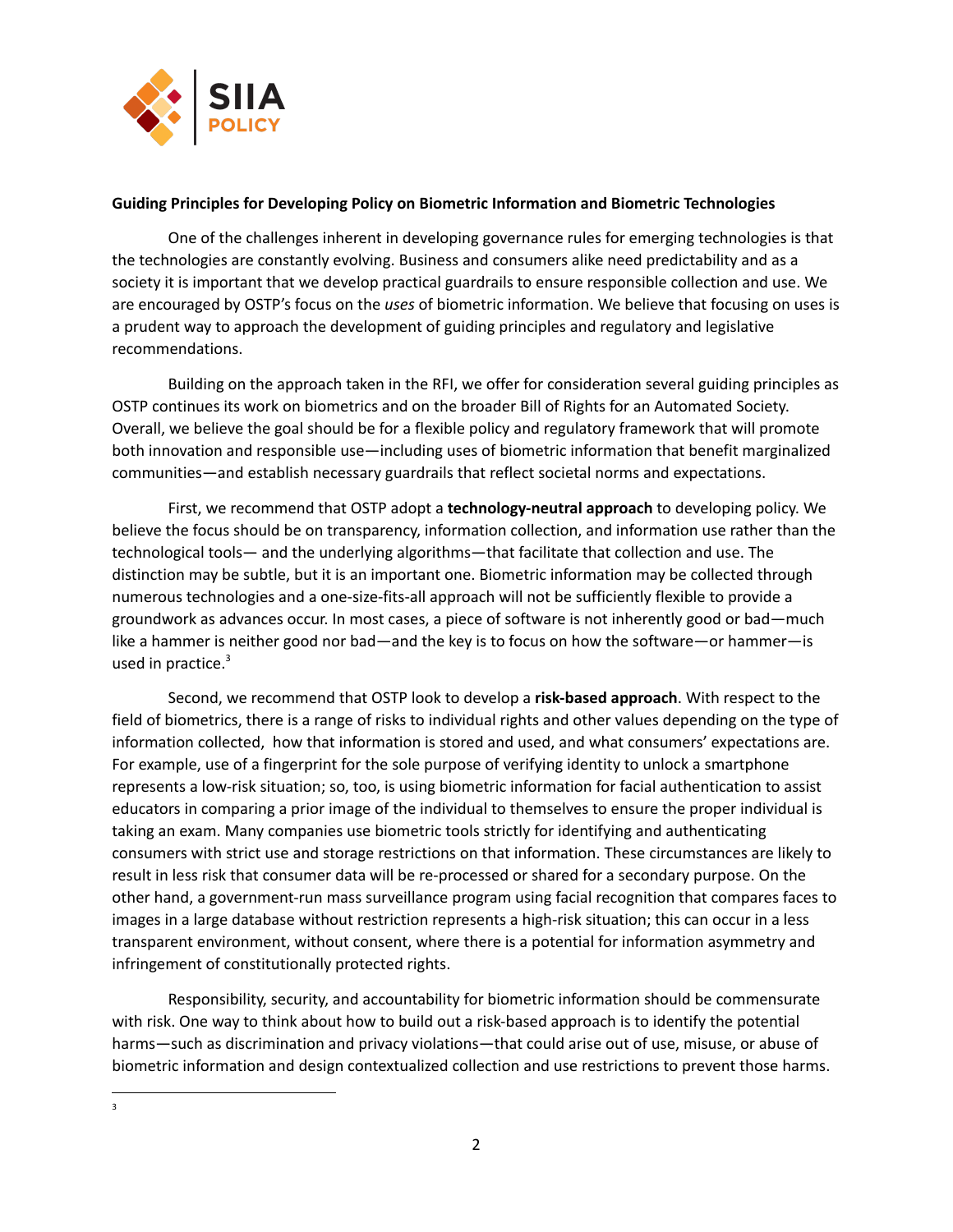**Guiding Principles for Developing Policy on Biometric Information and Biometric Technologies**

One of the challenges inherent in developing governance rules for emerging technologies is that the technologies are constantly evolving. Business and consumers alike need predictability and as a society it is important that we develop practical guardrails to ensure responsible collection and use. We are encouraged by OSTP's focus on the *uses* of biometric information. We believe that focusing on uses is a prudent way to approach the development of guiding principles and regulatory and legislative recommendations.

Building on the approach taken in the RFI, we offer for consideration several guiding principles as OSTP continues its work on biometrics and on the broader Bill of Rights for an Automated Society. Overall, we believe the goal should be for a flexible policy and regulatory framework that will promote both innovation and responsible use—including uses of biometric information that benefit marginalized communities—and establish necessary guardrails that reflect societal norms and expectations.

First, we recommend that OSTP adopt a **technology-neutral approach** to developing policy. We believe the focus should be on transparency, information collection, and information use rather than the technological tools— and the underlying algorithms—that facilitate that collection and use. The distinction may be subtle, but it is an important one. Biometric information may be collected through numerous technologies and a one-size-fits-all approach will not be sufficiently flexible to provide a groundwork as advances occur. In most cases, a piece of software is not inherently good or bad—much like a hammer is neither good nor bad—and the key is to focus on how the software—or hammer—is used in practice.[3]

Second, we recommend that OSTP look to develop a **risk-based approach**. With respect to the field of biometrics, there is a range of risks to individual rights and other values depending on the type of information collected, how that information is stored and used, and what consumers' expectations are. For example, use of a fingerprint for the sole purpose of verifying identity to unlock a smartphone represents a low-risk situation; so, too, is using biometric information for facial authentication to assist educators in comparing a prior image of the individual to themselves to ensure the proper individual is taking an exam. Many companies use biometric tools strictly for identifying and authenticating consumers with strict use and storage restrictions on that information. These circumstances are likely to result in less risk that consumer data will be re-processed or shared for a secondary purpose. On the other hand, a government-run mass surveillance program using facial recognition that compares faces to images in a large database without restriction represents a high-risk situation; this can occur in a less transparent environment, without consent, where there is a potential for information asymmetry and infringement of constitutionally protected rights.

Responsibility, security, and accountability for biometric information should be commensurate with risk. One way to think about how to build out a risk-based approach is to identify the potential harms—such as discrimination and privacy violations—that could arise out of use, misuse, or abuse of biometric information and design contextualized collection and use restrictions to prevent those harms.

---

[3]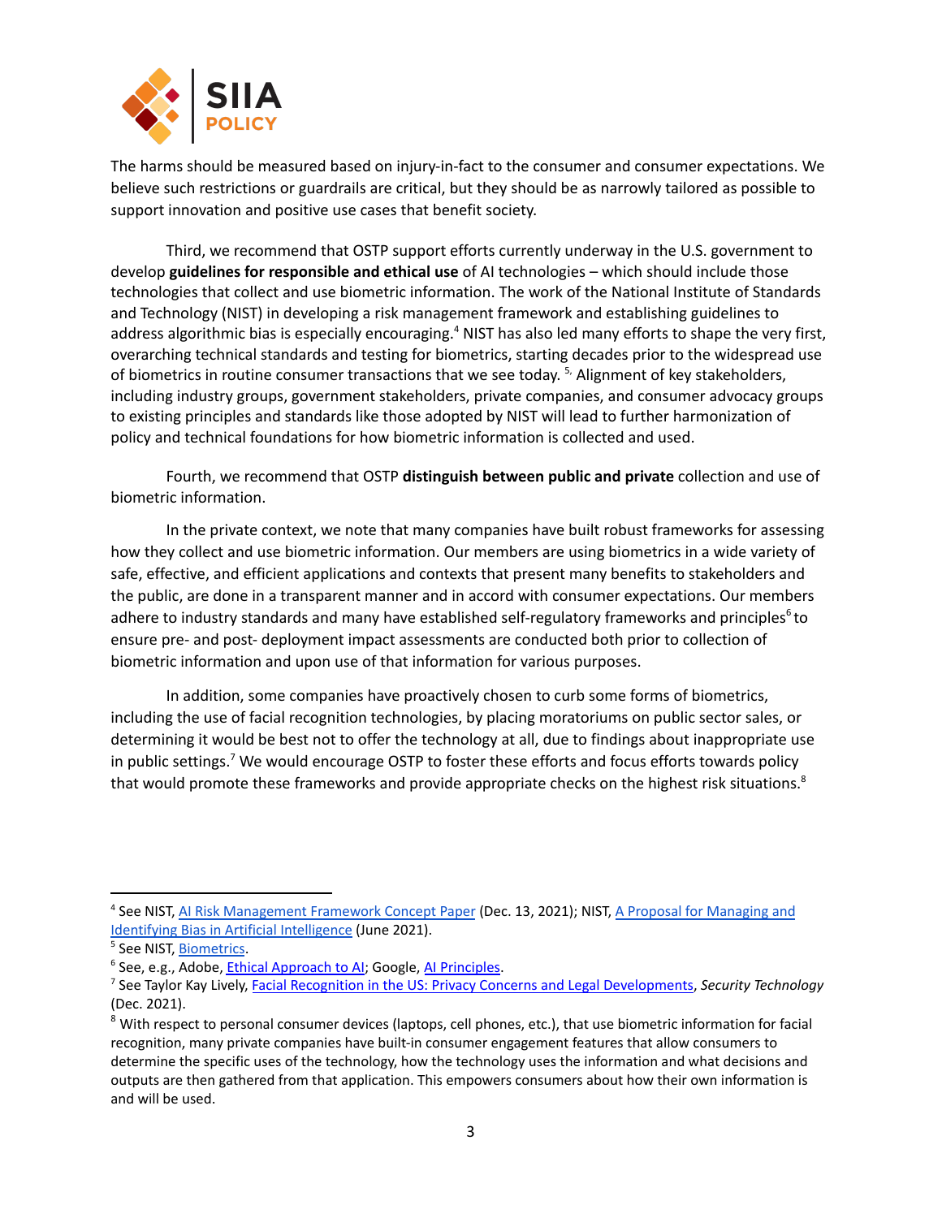The harms should be measured based on injury-in-fact to the consumer and consumer expectations. We believe such restrictions or guardrails are critical, but they should be as narrowly tailored as possible to support innovation and positive use cases that benefit society.

Third, we recommend that OSTP support efforts currently underway in the U.S. government to develop **guidelines for responsible and ethical use** of AI technologies – which should include those technologies that collect and use biometric information. The work of the National Institute of Standards and Technology (NIST) in developing a risk management framework and establishing guidelines to address algorithmic bias is especially encouraging.[4] NIST has also led many efforts to shape the very first, overarching technical standards and testing for biometrics, starting decades prior to the widespread use of biometrics in routine consumer transactions that we see today. [5] Alignment of key stakeholders, including industry groups, government stakeholders, private companies, and consumer advocacy groups to existing principles and standards like those adopted by NIST will lead to further harmonization of policy and technical foundations for how biometric information is collected and used.

Fourth, we recommend that OSTP **distinguish between public and private** collection and use of biometric information.

In the private context, we note that many companies have built robust frameworks for assessing how they collect and use biometric information. Our members are using biometrics in a wide variety of safe, effective, and efficient applications and contexts that present many benefits to stakeholders and the public, are done in a transparent manner and in accord with consumer expectations. Our members adhere to industry standards and many have established self-regulatory frameworks and principles[6] to ensure pre- and post- deployment impact assessments are conducted both prior to collection of biometric information and upon use of that information for various purposes.

In addition, some companies have proactively chosen to curb some forms of biometrics, including the use of facial recognition technologies, by placing moratoriums on public sector sales, or determining it would be best not to offer the technology at all, due to findings about inappropriate use in public settings.[7] We would encourage OSTP to foster these efforts and focus efforts towards policy that would promote these frameworks and provide appropriate checks on the highest risk situations.[8]

---

[4] See NIST, AI Risk Management Framework Concept Paper (Dec. 13, 2021); NIST, A Proposal for Managing and Identifying Bias in Artificial Intelligence (June 2021).

[5] See NIST, Biometrics.

[6] See, e.g., Adobe, Ethical Approach to AI; Google, AI Principles.

[7] See Taylor Kay Lively, Facial Recognition in the US: Privacy Concerns and Legal Developments, *Security Technology* (Dec. 2021).

[8] With respect to personal consumer devices (laptops, cell phones, etc.), that use biometric information for facial recognition, many private companies have built-in consumer engagement features that allow consumers to determine the specific uses of the technology, how the technology uses the information and what decisions and outputs are then gathered from that application. This empowers consumers about how their own information is and will be used.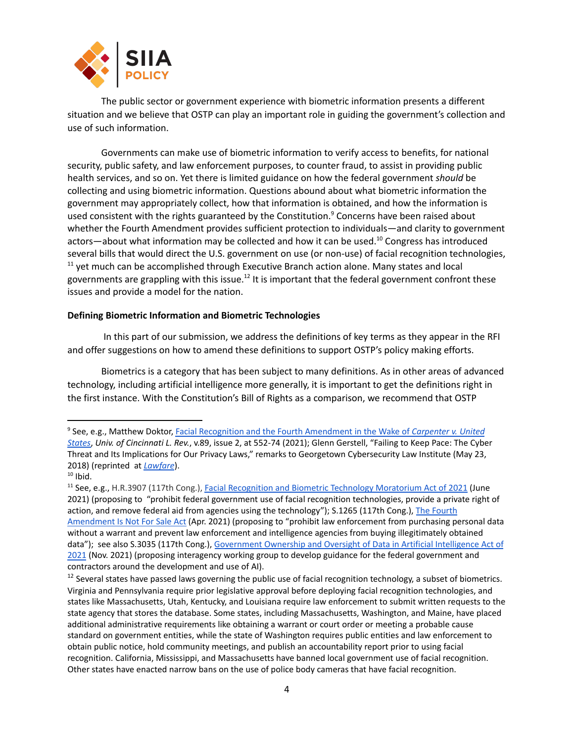The public sector or government experience with biometric information presents a different situation and we believe that OSTP can play an important role in guiding the government's collection and use of such information.

Governments can make use of biometric information to verify access to benefits, for national security, public safety, and law enforcement purposes, to counter fraud, to assist in providing public health services, and so on. Yet there is limited guidance on how the federal government *should* be collecting and using biometric information. Questions abound about what biometric information the government may appropriately collect, how that information is obtained, and how the information is used consistent with the rights guaranteed by the Constitution.[9] Concerns have been raised about whether the Fourth Amendment provides sufficient protection to individuals—and clarity to government actors—about what information may be collected and how it can be used.[10] Congress has introduced several bills that would direct the U.S. government on use (or non-use) of facial recognition technologies,[11] yet much can be accomplished through Executive Branch action alone. Many states and local governments are grappling with this issue.[12] It is important that the federal government confront these issues and provide a model for the nation.

**Defining Biometric Information and Biometric Technologies**

In this part of our submission, we address the definitions of key terms as they appear in the RFI and offer suggestions on how to amend these definitions to support OSTP's policy making efforts.

Biometrics is a category that has been subject to many definitions. As in other areas of advanced technology, including artificial intelligence more generally, it is important to get the definitions right in the first instance. With the Constitution's Bill of Rights as a comparison, we recommend that OSTP

---

[9] See, e.g., Matthew Doktor, Facial Recognition and the Fourth Amendment in the Wake of *Carpenter v. United States*, *Univ. of Cincinnati L. Rev.*, v.89, issue 2, at 552-74 (2021); Glenn Gerstell, "Failing to Keep Pace: The Cyber Threat and Its Implications for Our Privacy Laws," remarks to Georgetown Cybersecurity Law Institute (May 23, 2018) (reprinted at *Lawfare*).

[10] Ibid.

[11] See, e.g., H.R.3907 (117th Cong.), Facial Recognition and Biometric Technology Moratorium Act of 2021 (June 2021) (proposing to "prohibit federal government use of facial recognition technologies, provide a private right of action, and remove federal aid from agencies using the technology"); S.1265 (117th Cong.), The Fourth Amendment Is Not For Sale Act (Apr. 2021) (proposing to "prohibit law enforcement from purchasing personal data without a warrant and prevent law enforcement and intelligence agencies from buying illegitimately obtained data"); see also S.3035 (117th Cong.), Government Ownership and Oversight of Data in Artificial Intelligence Act of 2021 (Nov. 2021) (proposing interagency working group to develop guidance for the federal government and contractors around the development and use of AI).

[12] Several states have passed laws governing the public use of facial recognition technology, a subset of biometrics. Virginia and Pennsylvania require prior legislative approval before deploying facial recognition technologies, and states like Massachusetts, Utah, Kentucky, and Louisiana require law enforcement to submit written requests to the state agency that stores the database. Some states, including Massachusetts, Washington, and Maine, have placed additional administrative requirements like obtaining a warrant or court order or meeting a probable cause standard on government entities, while the state of Washington requires public entities and law enforcement to obtain public notice, hold community meetings, and publish an accountability report prior to using facial recognition. California, Mississippi, and Massachusetts have banned local government use of facial recognition. Other states have enacted narrow bans on the use of police body cameras that have facial recognition.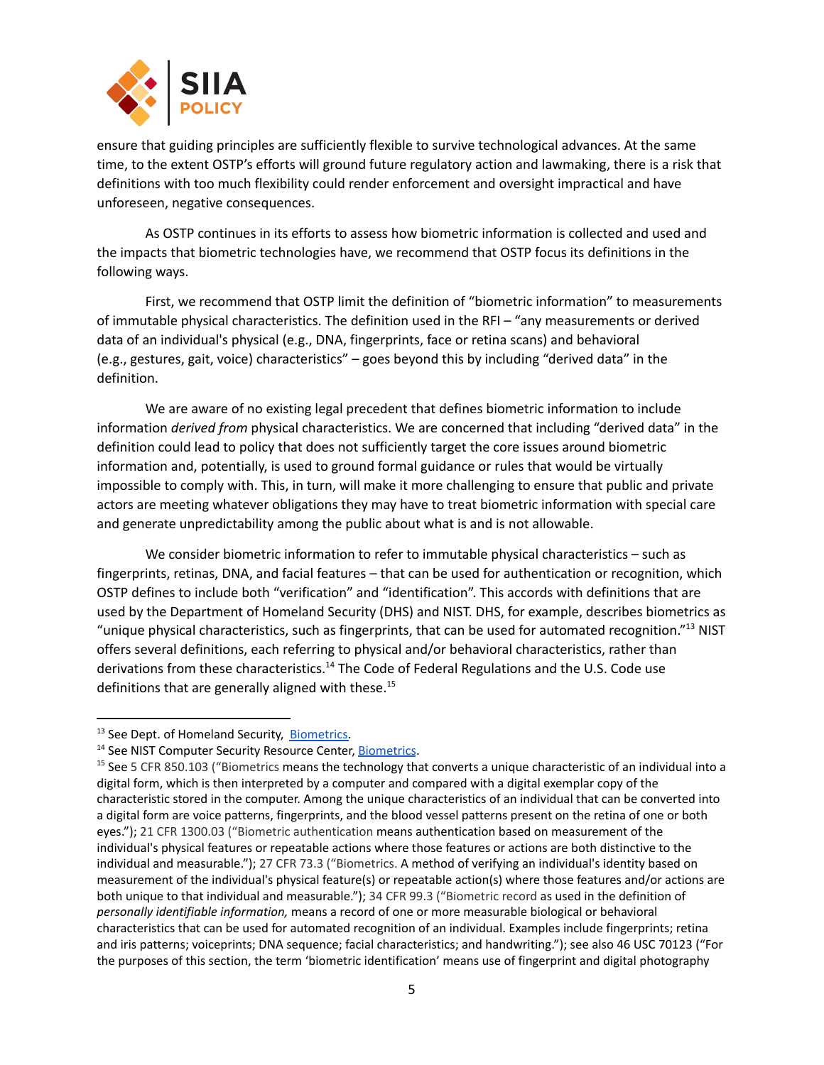ensure that guiding principles are sufficiently flexible to survive technological advances. At the same time, to the extent OSTP's efforts will ground future regulatory action and lawmaking, there is a risk that definitions with too much flexibility could render enforcement and oversight impractical and have unforeseen, negative consequences.

As OSTP continues in its efforts to assess how biometric information is collected and used and the impacts that biometric technologies have, we recommend that OSTP focus its definitions in the following ways.

First, we recommend that OSTP limit the definition of "biometric information" to measurements of immutable physical characteristics. The definition used in the RFI – "any measurements or derived data of an individual's physical (e.g., DNA, fingerprints, face or retina scans) and behavioral (e.g., gestures, gait, voice) characteristics" – goes beyond this by including "derived data" in the definition.

We are aware of no existing legal precedent that defines biometric information to include information *derived from* physical characteristics. We are concerned that including "derived data" in the definition could lead to policy that does not sufficiently target the core issues around biometric information and, potentially, is used to ground formal guidance or rules that would be virtually impossible to comply with. This, in turn, will make it more challenging to ensure that public and private actors are meeting whatever obligations they may have to treat biometric information with special care and generate unpredictability among the public about what is and is not allowable.

We consider biometric information to refer to immutable physical characteristics – such as fingerprints, retinas, DNA, and facial features – that can be used for authentication or recognition, which OSTP defines to include both "verification" and "identification". This accords with definitions that are used by the Department of Homeland Security (DHS) and NIST. DHS, for example, describes biometrics as "unique physical characteristics, such as fingerprints, that can be used for automated recognition."[13] NIST offers several definitions, each referring to physical and/or behavioral characteristics, rather than derivations from these characteristics.[14] The Code of Federal Regulations and the U.S. Code use definitions that are generally aligned with these.[15]

---

[13] See Dept. of Homeland Security, Biometrics.

[14] See NIST Computer Security Resource Center, Biometrics.

[15] See 5 CFR 850.103 ("Biometrics means the technology that converts a unique characteristic of an individual into a digital form, which is then interpreted by a computer and compared with a digital exemplar copy of the characteristic stored in the computer. Among the unique characteristics of an individual that can be converted into a digital form are voice patterns, fingerprints, and the blood vessel patterns present on the retina of one or both eyes."); 21 CFR 1300.03 ("Biometric authentication means authentication based on measurement of the individual's physical features or repeatable actions where those features or actions are both distinctive to the individual and measurable."); 27 CFR 73.3 ("Biometrics. A method of verifying an individual's identity based on measurement of the individual's physical feature(s) or repeatable action(s) where those features and/or actions are both unique to that individual and measurable."); 34 CFR 99.3 ("Biometric record as used in the definition of *personally identifiable information,* means a record of one or more measurable biological or behavioral characteristics that can be used for automated recognition of an individual. Examples include fingerprints; retina and iris patterns; voiceprints; DNA sequence; facial characteristics; and handwriting."); see also 46 USC 70123 ("For the purposes of this section, the term 'biometric identification' means use of fingerprint and digital photography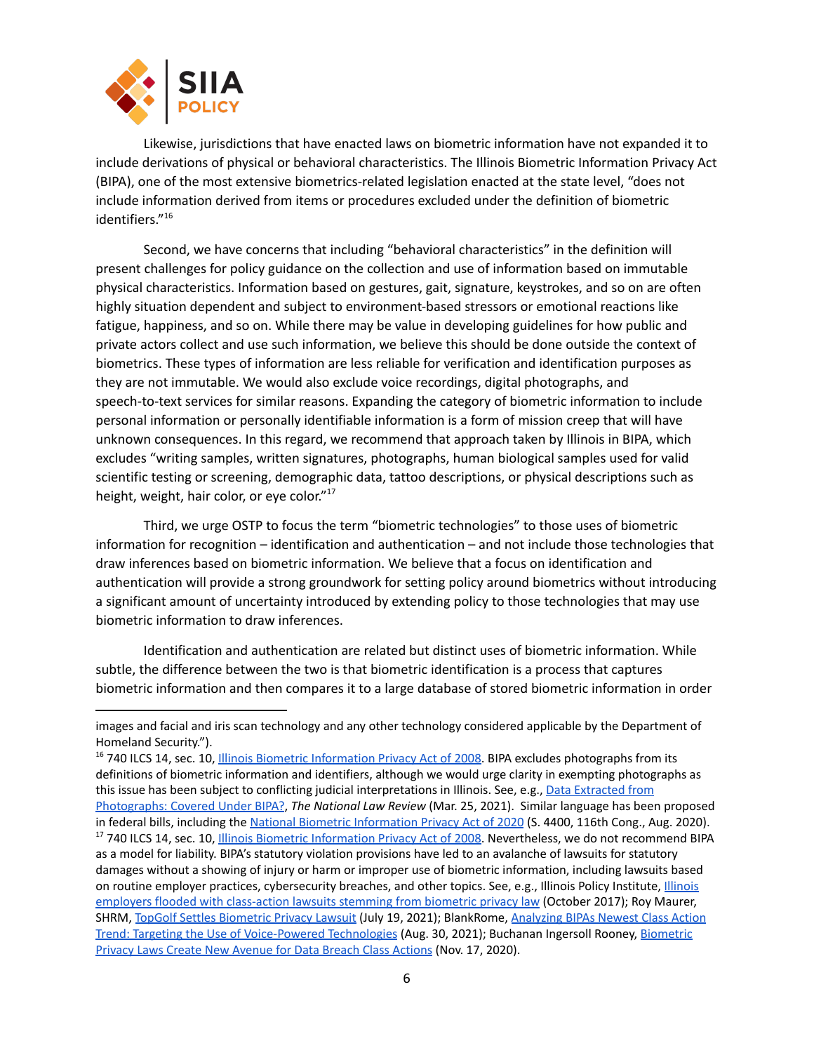Likewise, jurisdictions that have enacted laws on biometric information have not expanded it to include derivations of physical or behavioral characteristics. The Illinois Biometric Information Privacy Act (BIPA), one of the most extensive biometrics-related legislation enacted at the state level, "does not include information derived from items or procedures excluded under the definition of biometric identifiers."[16]

Second, we have concerns that including "behavioral characteristics" in the definition will present challenges for policy guidance on the collection and use of information based on immutable physical characteristics. Information based on gestures, gait, signature, keystrokes, and so on are often highly situation dependent and subject to environment-based stressors or emotional reactions like fatigue, happiness, and so on. While there may be value in developing guidelines for how public and private actors collect and use such information, we believe this should be done outside the context of biometrics. These types of information are less reliable for verification and identification purposes as they are not immutable. We would also exclude voice recordings, digital photographs, and speech-to-text services for similar reasons. Expanding the category of biometric information to include personal information or personally identifiable information is a form of mission creep that will have unknown consequences. In this regard, we recommend that approach taken by Illinois in BIPA, which excludes "writing samples, written signatures, photographs, human biological samples used for valid scientific testing or screening, demographic data, tattoo descriptions, or physical descriptions such as height, weight, hair color, or eye color."[17]

Third, we urge OSTP to focus the term "biometric technologies" to those uses of biometric information for recognition – identification and authentication – and not include those technologies that draw inferences based on biometric information. We believe that a focus on identification and authentication will provide a strong groundwork for setting policy around biometrics without introducing a significant amount of uncertainty introduced by extending policy to those technologies that may use biometric information to draw inferences.

Identification and authentication are related but distinct uses of biometric information. While subtle, the difference between the two is that biometric identification is a process that captures biometric information and then compares it to a large database of stored biometric information in order

---

images and facial and iris scan technology and any other technology considered applicable by the Department of Homeland Security.").

[16] 740 ILCS 14, sec. 10, Illinois Biometric Information Privacy Act of 2008. BIPA excludes photographs from its definitions of biometric information and identifiers, although we would urge clarity in exempting photographs as this issue has been subject to conflicting judicial interpretations in Illinois. See, e.g., Data Extracted from Photographs: Covered Under BIPA?, *The National Law Review* (Mar. 25, 2021). Similar language has been proposed in federal bills, including the National Biometric Information Privacy Act of 2020 (S. 4400, 116th Cong., Aug. 2020).

[17] 740 ILCS 14, sec. 10, Illinois Biometric Information Privacy Act of 2008. Nevertheless, we do not recommend BIPA as a model for liability. BIPA's statutory violation provisions have led to an avalanche of lawsuits for statutory damages without a showing of injury or harm or improper use of biometric information, including lawsuits based on routine employer practices, cybersecurity breaches, and other topics. See, e.g., Illinois Policy Institute, Illinois employers flooded with class-action lawsuits stemming from biometric privacy law (October 2017); Roy Maurer, SHRM, TopGolf Settles Biometric Privacy Lawsuit (July 19, 2021); BlankRome, Analyzing BIPAs Newest Class Action Trend: Targeting the Use of Voice-Powered Technologies (Aug. 30, 2021); Buchanan Ingersoll Rooney, Biometric Privacy Laws Create New Avenue for Data Breach Class Actions (Nov. 17, 2020).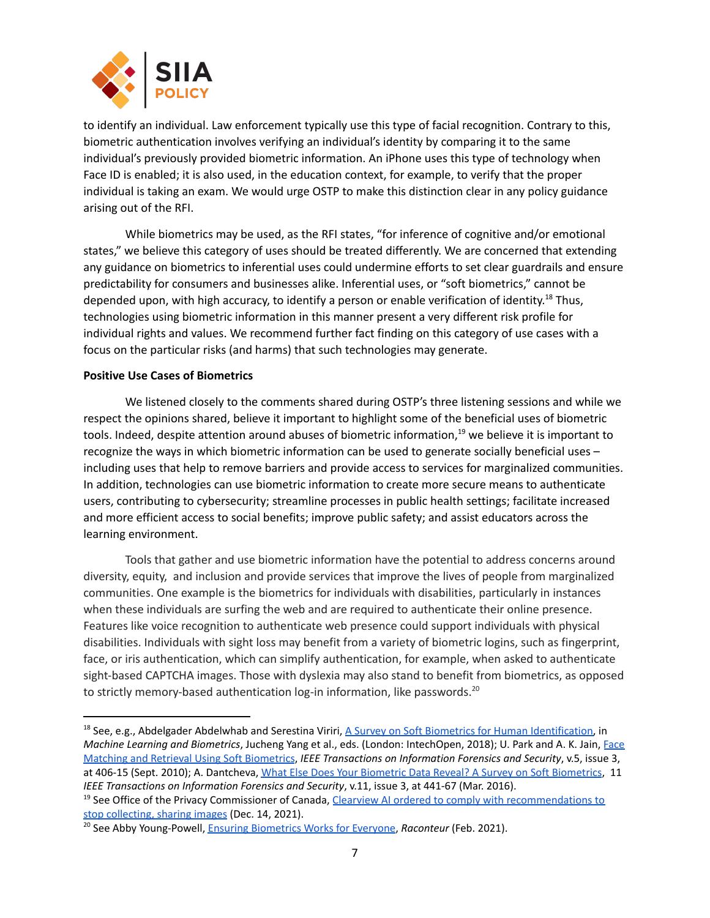to identify an individual. Law enforcement typically use this type of facial recognition. Contrary to this, biometric authentication involves verifying an individual's identity by comparing it to the same individual's previously provided biometric information. An iPhone uses this type of technology when Face ID is enabled; it is also used, in the education context, for example, to verify that the proper individual is taking an exam. We would urge OSTP to make this distinction clear in any policy guidance arising out of the RFI.

While biometrics may be used, as the RFI states, "for inference of cognitive and/or emotional states," we believe this category of uses should be treated differently. We are concerned that extending any guidance on biometrics to inferential uses could undermine efforts to set clear guardrails and ensure predictability for consumers and businesses alike. Inferential uses, or "soft biometrics," cannot be depended upon, with high accuracy, to identify a person or enable verification of identity.[18] Thus, technologies using biometric information in this manner present a very different risk profile for individual rights and values. We recommend further fact finding on this category of use cases with a focus on the particular risks (and harms) that such technologies may generate.

**Positive Use Cases of Biometrics**

We listened closely to the comments shared during OSTP's three listening sessions and while we respect the opinions shared, believe it important to highlight some of the beneficial uses of biometric tools. Indeed, despite attention around abuses of biometric information,[19] we believe it is important to recognize the ways in which biometric information can be used to generate socially beneficial uses – including uses that help to remove barriers and provide access to services for marginalized communities. In addition, technologies can use biometric information to create more secure means to authenticate users, contributing to cybersecurity; streamline processes in public health settings; facilitate increased and more efficient access to social benefits; improve public safety; and assist educators across the learning environment.

Tools that gather and use biometric information have the potential to address concerns around diversity, equity, and inclusion and provide services that improve the lives of people from marginalized communities. One example is the biometrics for individuals with disabilities, particularly in instances when these individuals are surfing the web and are required to authenticate their online presence. Features like voice recognition to authenticate web presence could support individuals with physical disabilities. Individuals with sight loss may benefit from a variety of biometric logins, such as fingerprint, face, or iris authentication, which can simplify authentication, for example, when asked to authenticate sight-based CAPTCHA images. Those with dyslexia may also stand to benefit from biometrics, as opposed to strictly memory-based authentication log-in information, like passwords.[20]

---

[18] See, e.g., Abdelgader Abdelwhab and Serestina Viriri, A Survey on Soft Biometrics for Human Identification, in *Machine Learning and Biometrics*, Jucheng Yang et al., eds. (London: IntechOpen, 2018); U. Park and A. K. Jain, Face Matching and Retrieval Using Soft Biometrics, *IEEE Transactions on Information Forensics and Security*, v.5, issue 3, at 406-15 (Sept. 2010); A. Dantcheva, What Else Does Your Biometric Data Reveal? A Survey on Soft Biometrics, 11 *IEEE Transactions on Information Forensics and Security*, v.11, issue 3, at 441-67 (Mar. 2016).

[19] See Office of the Privacy Commissioner of Canada, Clearview AI ordered to comply with recommendations to stop collecting, sharing images (Dec. 14, 2021).

[20] See Abby Young-Powell, Ensuring Biometrics Works for Everyone, *Raconteur* (Feb. 2021).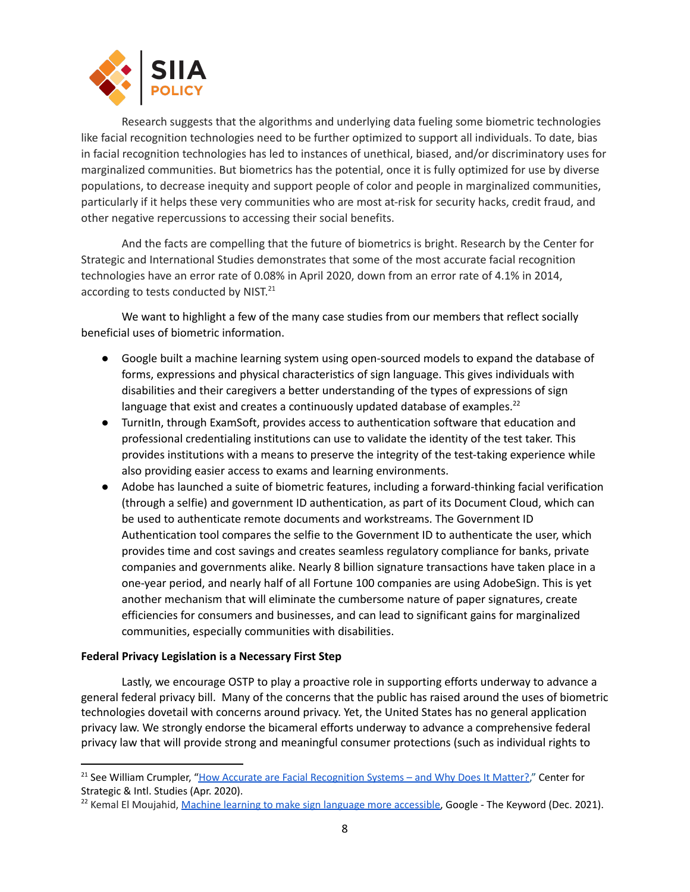Research suggests that the algorithms and underlying data fueling some biometric technologies like facial recognition technologies need to be further optimized to support all individuals. To date, bias in facial recognition technologies has led to instances of unethical, biased, and/or discriminatory uses for marginalized communities. But biometrics has the potential, once it is fully optimized for use by diverse populations, to decrease inequity and support people of color and people in marginalized communities, particularly if it helps these very communities who are most at-risk for security hacks, credit fraud, and other negative repercussions to accessing their social benefits.

And the facts are compelling that the future of biometrics is bright. Research by the Center for Strategic and International Studies demonstrates that some of the most accurate facial recognition technologies have an error rate of 0.08% in April 2020, down from an error rate of 4.1% in 2014, according to tests conducted by NIST.[21]

We want to highlight a few of the many case studies from our members that reflect socially beneficial uses of biometric information.

- Google built a machine learning system using open-sourced models to expand the database of forms, expressions and physical characteristics of sign language. This gives individuals with disabilities and their caregivers a better understanding of the types of expressions of sign language that exist and creates a continuously updated database of examples.[22]
- TurnitIn, through ExamSoft, provides access to authentication software that education and professional credentialing institutions can use to validate the identity of the test taker. This provides institutions with a means to preserve the integrity of the test-taking experience while also providing easier access to exams and learning environments.
- Adobe has launched a suite of biometric features, including a forward-thinking facial verification (through a selfie) and government ID authentication, as part of its Document Cloud, which can be used to authenticate remote documents and workstreams. The Government ID Authentication tool compares the selfie to the Government ID to authenticate the user, which provides time and cost savings and creates seamless regulatory compliance for banks, private companies and governments alike. Nearly 8 billion signature transactions have taken place in a one-year period, and nearly half of all Fortune 100 companies are using AdobeSign. This is yet another mechanism that will eliminate the cumbersome nature of paper signatures, create efficiencies for consumers and businesses, and can lead to significant gains for marginalized communities, especially communities with disabilities.

**Federal Privacy Legislation is a Necessary First Step**

Lastly, we encourage OSTP to play a proactive role in supporting efforts underway to advance a general federal privacy bill. Many of the concerns that the public has raised around the uses of biometric technologies dovetail with concerns around privacy. Yet, the United States has no general application privacy law. We strongly endorse the bicameral efforts underway to advance a comprehensive federal privacy law that will provide strong and meaningful consumer protections (such as individual rights to

---

[21] See William Crumpler, "How Accurate are Facial Recognition Systems – and Why Does It Matter?," Center for Strategic & Intl. Studies (Apr. 2020).

[22] Kemal El Moujahid, Machine learning to make sign language more accessible, Google - The Keyword (Dec. 2021).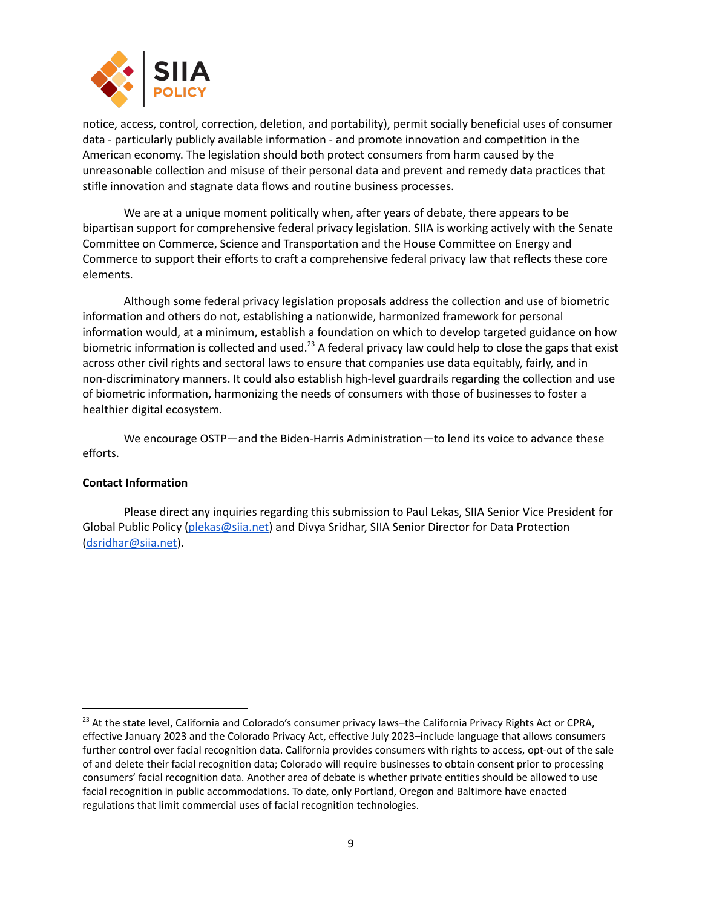notice, access, control, correction, deletion, and portability), permit socially beneficial uses of consumer data - particularly publicly available information - and promote innovation and competition in the American economy. The legislation should both protect consumers from harm caused by the unreasonable collection and misuse of their personal data and prevent and remedy data practices that stifle innovation and stagnate data flows and routine business processes.

We are at a unique moment politically when, after years of debate, there appears to be bipartisan support for comprehensive federal privacy legislation. SIIA is working actively with the Senate Committee on Commerce, Science and Transportation and the House Committee on Energy and Commerce to support their efforts to craft a comprehensive federal privacy law that reflects these core elements.

Although some federal privacy legislation proposals address the collection and use of biometric information and others do not, establishing a nationwide, harmonized framework for personal information would, at a minimum, establish a foundation on which to develop targeted guidance on how biometric information is collected and used.[23] A federal privacy law could help to close the gaps that exist across other civil rights and sectoral laws to ensure that companies use data equitably, fairly, and in non-discriminatory manners. It could also establish high-level guardrails regarding the collection and use of biometric information, harmonizing the needs of consumers with those of businesses to foster a healthier digital ecosystem.

We encourage OSTP—and the Biden-Harris Administration—to lend its voice to advance these efforts.

**Contact Information**

Please direct any inquiries regarding this submission to Paul Lekas, SIIA Senior Vice President for Global Public Policy (plekas@siia.net) and Divya Sridhar, SIIA Senior Director for Data Protection (dsridhar@siia.net).

---

[23] At the state level, California and Colorado's consumer privacy laws–the California Privacy Rights Act or CPRA, effective January 2023 and the Colorado Privacy Act, effective July 2023–include language that allows consumers further control over facial recognition data. California provides consumers with rights to access, opt-out of the sale of and delete their facial recognition data; Colorado will require businesses to obtain consent prior to processing consumers' facial recognition data. Another area of debate is whether private entities should be allowed to use facial recognition in public accommodations. To date, only Portland, Oregon and Baltimore have enacted regulations that limit commercial uses of facial recognition technologies.